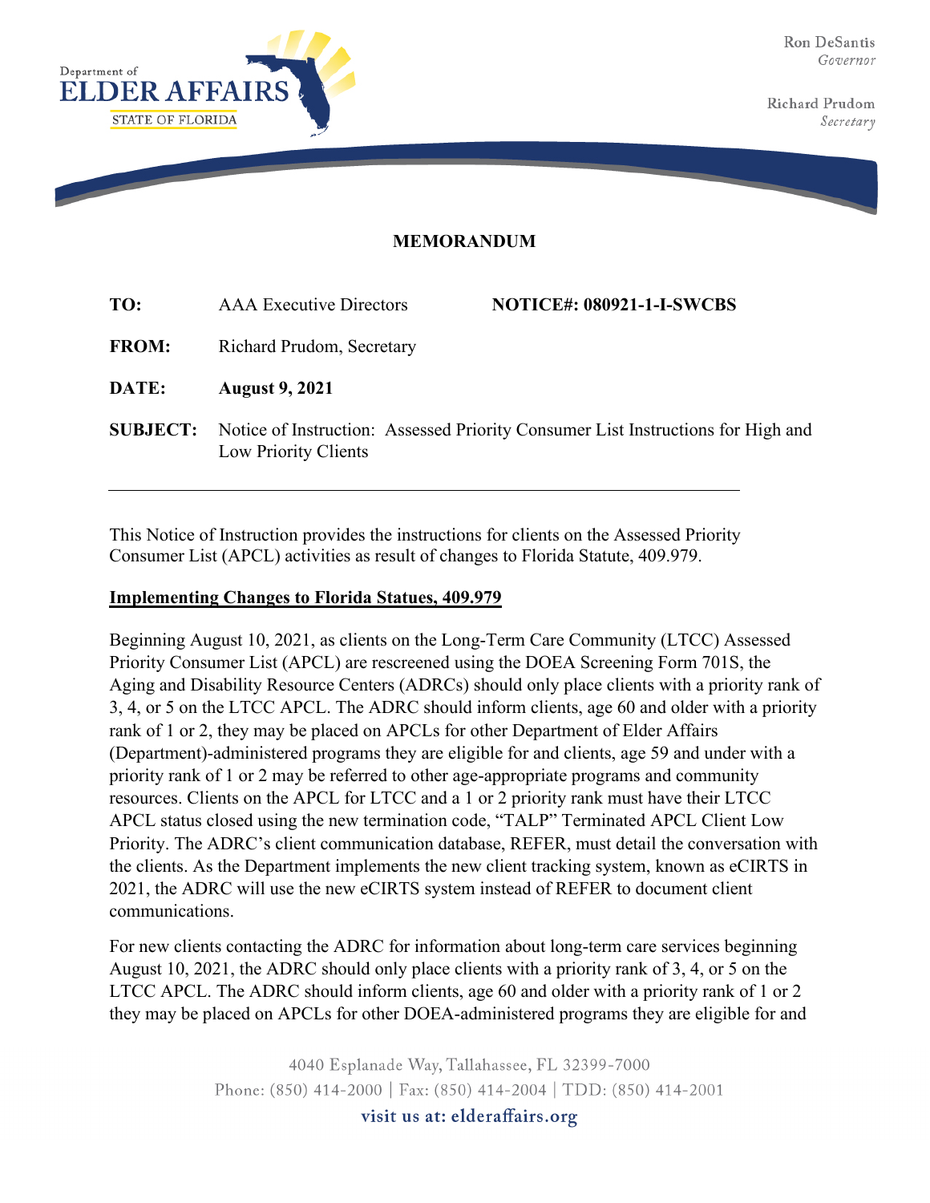Department of
ELDER AFFAIRS
STATE OF FLORIDA

Ron DeSantis
*Governor*

Richard Prudom
*Secretary*

**MEMORANDUM**

**TO:** AAA Executive Directors **NOTICE#: 080921-1-I-SWCBS**

**FROM:** Richard Prudom, Secretary

**DATE:** **August 9, 2021**

**SUBJECT:** Notice of Instruction: Assessed Priority Consumer List Instructions for High and Low Priority Clients

---

This Notice of Instruction provides the instructions for clients on the Assessed Priority Consumer List (APCL) activities as result of changes to Florida Statute, 409.979.

**Implementing Changes to Florida Statues, 409.979**

Beginning August 10, 2021, as clients on the Long-Term Care Community (LTCC) Assessed Priority Consumer List (APCL) are rescreened using the DOEA Screening Form 701S, the Aging and Disability Resource Centers (ADRCs) should only place clients with a priority rank of 3, 4, or 5 on the LTCC APCL. The ADRC should inform clients, age 60 and older with a priority rank of 1 or 2, they may be placed on APCLs for other Department of Elder Affairs (Department)-administered programs they are eligible for and clients, age 59 and under with a priority rank of 1 or 2 may be referred to other age-appropriate programs and community resources. Clients on the APCL for LTCC and a 1 or 2 priority rank must have their LTCC APCL status closed using the new termination code, "TALP" Terminated APCL Client Low Priority. The ADRC's client communication database, REFER, must detail the conversation with the clients. As the Department implements the new client tracking system, known as eCIRTS in 2021, the ADRC will use the new eCIRTS system instead of REFER to document client communications.

For new clients contacting the ADRC for information about long-term care services beginning August 10, 2021, the ADRC should only place clients with a priority rank of 3, 4, or 5 on the LTCC APCL. The ADRC should inform clients, age 60 and older with a priority rank of 1 or 2 they may be placed on APCLs for other DOEA-administered programs they are eligible for and

4040 Esplanade Way, Tallahassee, FL 32399-7000
Phone: (850) 414-2000 | Fax: (850) 414-2004 | TDD: (850) 414-2001
visit us at: elderaffairs.org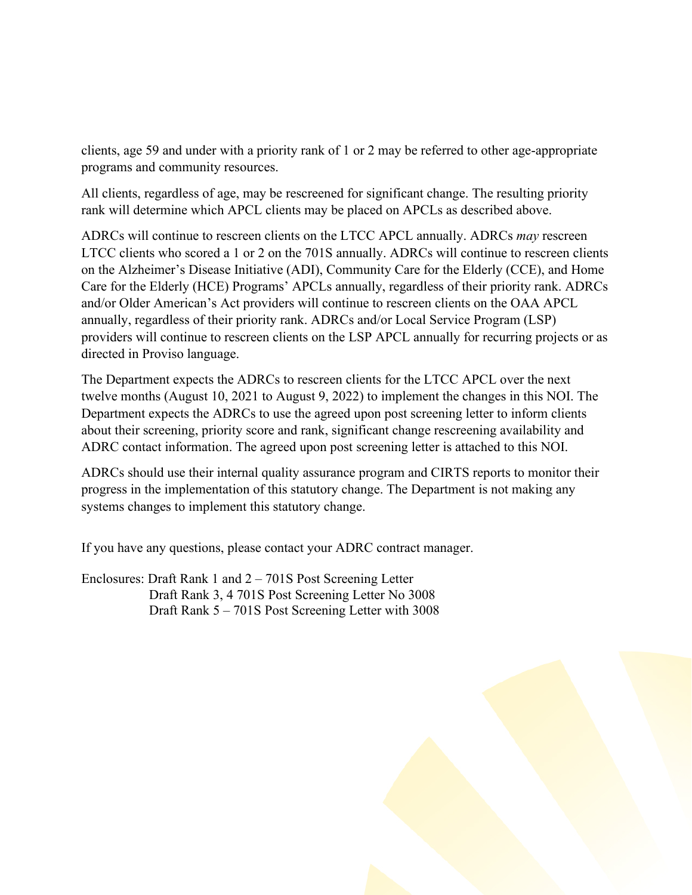clients, age 59 and under with a priority rank of 1 or 2 may be referred to other age-appropriate programs and community resources.

All clients, regardless of age, may be rescreened for significant change. The resulting priority rank will determine which APCL clients may be placed on APCLs as described above.

ADRCs will continue to rescreen clients on the LTCC APCL annually. ADRCs *may* rescreen LTCC clients who scored a 1 or 2 on the 701S annually. ADRCs will continue to rescreen clients on the Alzheimer's Disease Initiative (ADI), Community Care for the Elderly (CCE), and Home Care for the Elderly (HCE) Programs' APCLs annually, regardless of their priority rank. ADRCs and/or Older American's Act providers will continue to rescreen clients on the OAA APCL annually, regardless of their priority rank. ADRCs and/or Local Service Program (LSP) providers will continue to rescreen clients on the LSP APCL annually for recurring projects or as directed in Proviso language.

The Department expects the ADRCs to rescreen clients for the LTCC APCL over the next twelve months (August 10, 2021 to August 9, 2022) to implement the changes in this NOI. The Department expects the ADRCs to use the agreed upon post screening letter to inform clients about their screening, priority score and rank, significant change rescreening availability and ADRC contact information. The agreed upon post screening letter is attached to this NOI.

ADRCs should use their internal quality assurance program and CIRTS reports to monitor their progress in the implementation of this statutory change. The Department is not making any systems changes to implement this statutory change.

If you have any questions, please contact your ADRC contract manager.

Enclosures: Draft Rank 1 and 2 – 701S Post Screening Letter
Draft Rank 3, 4 701S Post Screening Letter No 3008
Draft Rank 5 – 701S Post Screening Letter with 3008